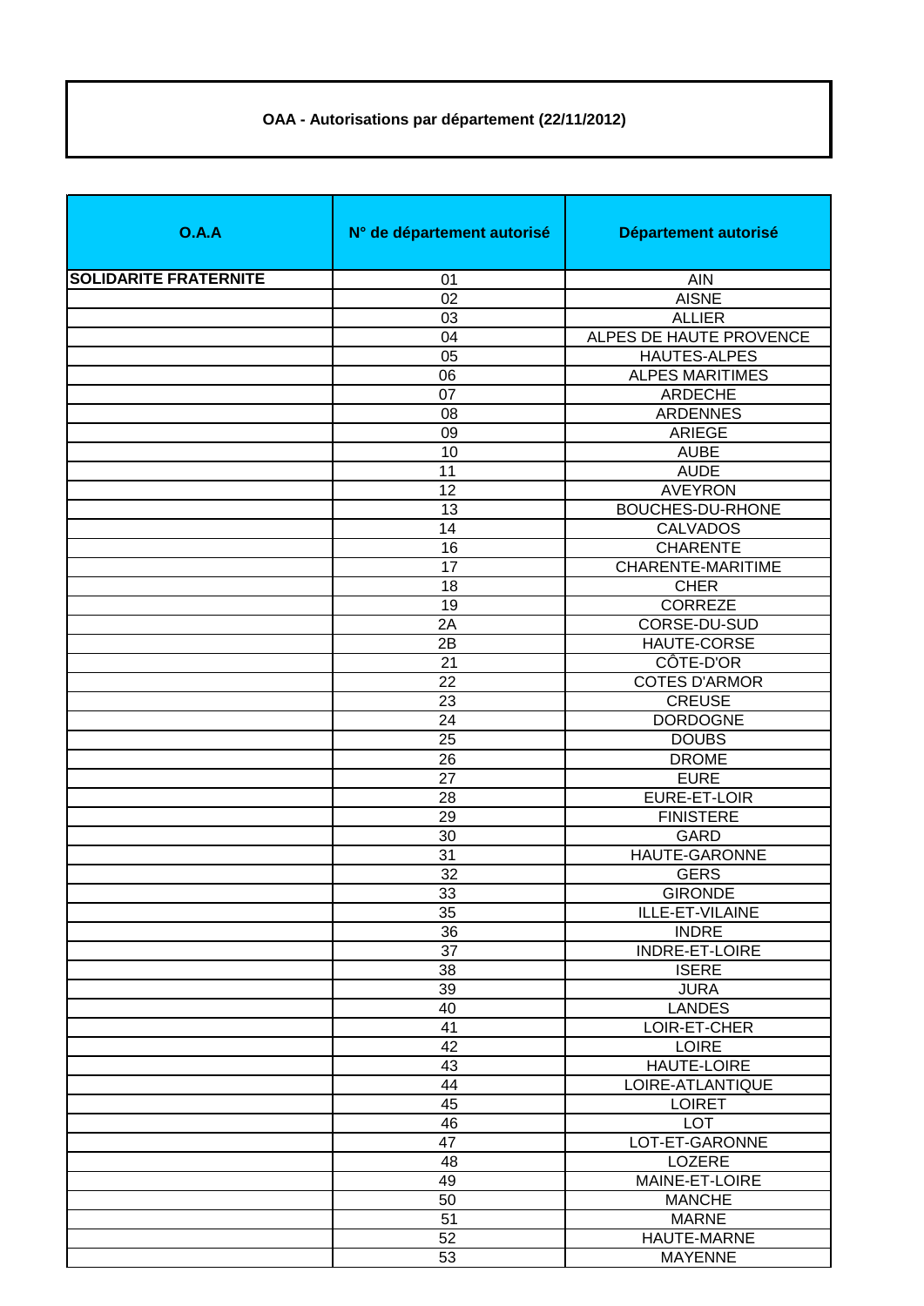**OAA - Autorisations par département (22/11/2012)**

| O.A.A | N° de département autorisé | Département autorisé |
|---|---|---|
| **SOLIDARITE FRATERNITE** | 01 | AIN |
| | 02 | AISNE |
| | 03 | ALLIER |
| | 04 | ALPES DE HAUTE PROVENCE |
| | 05 | HAUTES-ALPES |
| | 06 | ALPES MARITIMES |
| | 07 | ARDECHE |
| | 08 | ARDENNES |
| | 09 | ARIEGE |
| | 10 | AUBE |
| | 11 | AUDE |
| | 12 | AVEYRON |
| | 13 | BOUCHES-DU-RHONE |
| | 14 | CALVADOS |
| | 16 | CHARENTE |
| | 17 | CHARENTE-MARITIME |
| | 18 | CHER |
| | 19 | CORREZE |
| | 2A | CORSE-DU-SUD |
| | 2B | HAUTE-CORSE |
| | 21 | CÔTE-D'OR |
| | 22 | COTES D'ARMOR |
| | 23 | CREUSE |
| | 24 | DORDOGNE |
| | 25 | DOUBS |
| | 26 | DROME |
| | 27 | EURE |
| | 28 | EURE-ET-LOIR |
| | 29 | FINISTERE |
| | 30 | GARD |
| | 31 | HAUTE-GARONNE |
| | 32 | GERS |
| | 33 | GIRONDE |
| | 35 | ILLE-ET-VILAINE |
| | 36 | INDRE |
| | 37 | INDRE-ET-LOIRE |
| | 38 | ISERE |
| | 39 | JURA |
| | 40 | LANDES |
| | 41 | LOIR-ET-CHER |
| | 42 | LOIRE |
| | 43 | HAUTE-LOIRE |
| | 44 | LOIRE-ATLANTIQUE |
| | 45 | LOIRET |
| | 46 | LOT |
| | 47 | LOT-ET-GARONNE |
| | 48 | LOZERE |
| | 49 | MAINE-ET-LOIRE |
| | 50 | MANCHE |
| | 51 | MARNE |
| | 52 | HAUTE-MARNE |
| | 53 | MAYENNE |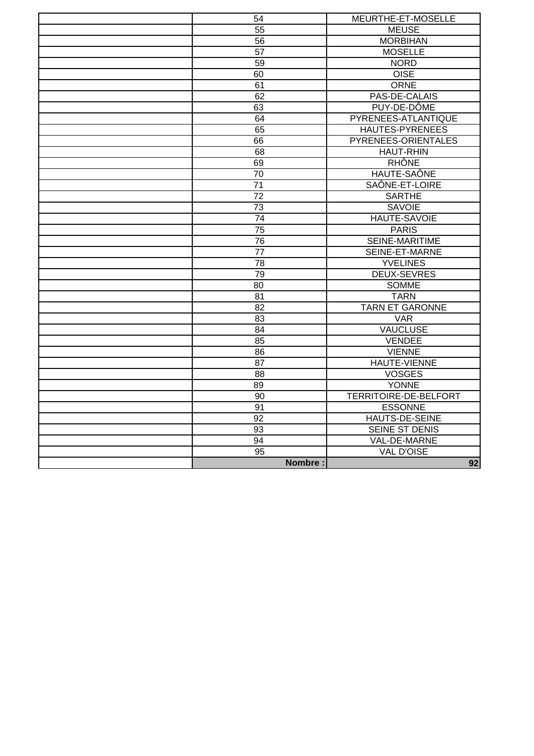| | | |
|---|---|---|
| | 54 | MEURTHE-ET-MOSELLE |
| | 55 | MEUSE |
| | 56 | MORBIHAN |
| | 57 | MOSELLE |
| | 59 | NORD |
| | 60 | OISE |
| | 61 | ORNE |
| | 62 | PAS-DE-CALAIS |
| | 63 | PUY-DE-DÔME |
| | 64 | PYRENEES-ATLANTIQUE |
| | 65 | HAUTES-PYRENEES |
| | 66 | PYRENEES-ORIENTALES |
| | 68 | HAUT-RHIN |
| | 69 | RHÔNE |
| | 70 | HAUTE-SAÔNE |
| | 71 | SAÔNE-ET-LOIRE |
| | 72 | SARTHE |
| | 73 | SAVOIE |
| | 74 | HAUTE-SAVOIE |
| | 75 | PARIS |
| | 76 | SEINE-MARITIME |
| | 77 | SEINE-ET-MARNE |
| | 78 | YVELINES |
| | 79 | DEUX-SEVRES |
| | 80 | SOMME |
| | 81 | TARN |
| | 82 | TARN ET GARONNE |
| | 83 | VAR |
| | 84 | VAUCLUSE |
| | 85 | VENDEE |
| | 86 | VIENNE |
| | 87 | HAUTE-VIENNE |
| | 88 | VOSGES |
| | 89 | YONNE |
| | 90 | TERRITOIRE-DE-BELFORT |
| | 91 | ESSONNE |
| | 92 | HAUTS-DE-SEINE |
| | 93 | SEINE ST DENIS |
| | 94 | VAL-DE-MARNE |
| | 95 | VAL D'OISE |
| | **Nombre :** | **92** |